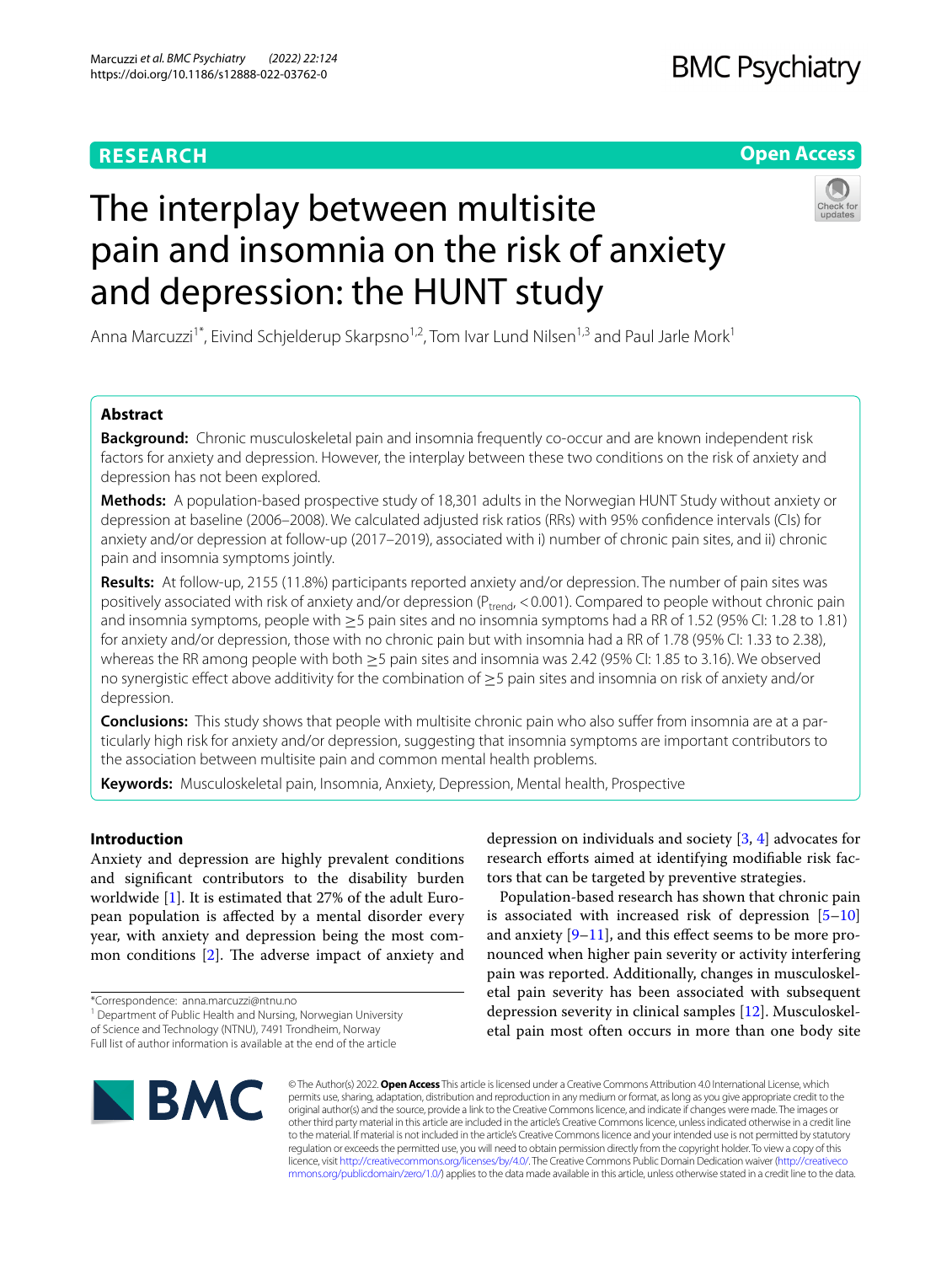RESEARCH

Open Access

# The interplay between multisite pain and insomnia on the risk of anxiety and depression: the HUNT study

Anna Marcuzzi[1*], Eivind Schjelderup Skarpsno[1,2], Tom Ivar Lund Nilsen[1,3] and Paul Jarle Mork[1]

## Abstract

**Background:** Chronic musculoskeletal pain and insomnia frequently co-occur and are known independent risk factors for anxiety and depression. However, the interplay between these two conditions on the risk of anxiety and depression has not been explored.

**Methods:** A population-based prospective study of 18,301 adults in the Norwegian HUNT Study without anxiety or depression at baseline (2006–2008). We calculated adjusted risk ratios (RRs) with 95% confidence intervals (CIs) for anxiety and/or depression at follow-up (2017–2019), associated with i) number of chronic pain sites, and ii) chronic pain and insomnia symptoms jointly.

**Results:** At follow-up, 2155 (11.8%) participants reported anxiety and/or depression. The number of pain sites was positively associated with risk of anxiety and/or depression ($P_{trend}$ < 0.001). Compared to people without chronic pain and insomnia symptoms, people with ≥5 pain sites and no insomnia symptoms had a RR of 1.52 (95% CI: 1.28 to 1.81) for anxiety and/or depression, those with no chronic pain but with insomnia had a RR of 1.78 (95% CI: 1.33 to 2.38), whereas the RR among people with both ≥5 pain sites and insomnia was 2.42 (95% CI: 1.85 to 3.16). We observed no synergistic effect above additivity for the combination of ≥5 pain sites and insomnia on risk of anxiety and/or depression.

**Conclusions:** This study shows that people with multisite chronic pain who also suffer from insomnia are at a particularly high risk for anxiety and/or depression, suggesting that insomnia symptoms are important contributors to the association between multisite pain and common mental health problems.

**Keywords:** Musculoskeletal pain, Insomnia, Anxiety, Depression, Mental health, Prospective

## Introduction

Anxiety and depression are highly prevalent conditions and significant contributors to the disability burden worldwide [1]. It is estimated that 27% of the adult European population is affected by a mental disorder every year, with anxiety and depression being the most common conditions [2]. The adverse impact of anxiety and depression on individuals and society [3, 4] advocates for research efforts aimed at identifying modifiable risk factors that can be targeted by preventive strategies.

Population-based research has shown that chronic pain is associated with increased risk of depression [5–10] and anxiety [9–11], and this effect seems to be more pronounced when higher pain severity or activity interfering pain was reported. Additionally, changes in musculoskeletal pain severity has been associated with subsequent depression severity in clinical samples [12]. Musculoskeletal pain most often occurs in more than one body site

*Correspondence: anna.marcuzzi@ntnu.no

[1] Department of Public Health and Nursing, Norwegian University of Science and Technology (NTNU), 7491 Trondheim, Norway

Full list of author information is available at the end of the article

© The Author(s) 2022. **Open Access** This article is licensed under a Creative Commons Attribution 4.0 International License, which permits use, sharing, adaptation, distribution and reproduction in any medium or format, as long as you give appropriate credit to the original author(s) and the source, provide a link to the Creative Commons licence, and indicate if changes were made. The images or other third party material in this article are included in the article's Creative Commons licence, unless indicated otherwise in a credit line to the material. If material is not included in the article's Creative Commons licence and your intended use is not permitted by statutory regulation or exceeds the permitted use, you will need to obtain permission directly from the copyright holder. To view a copy of this licence, visit http://creativecommons.org/licenses/by/4.0/. The Creative Commons Public Domain Dedication waiver (http://creativecommons.org/publicdomain/zero/1.0/) applies to the data made available in this article, unless otherwise stated in a credit line to the data.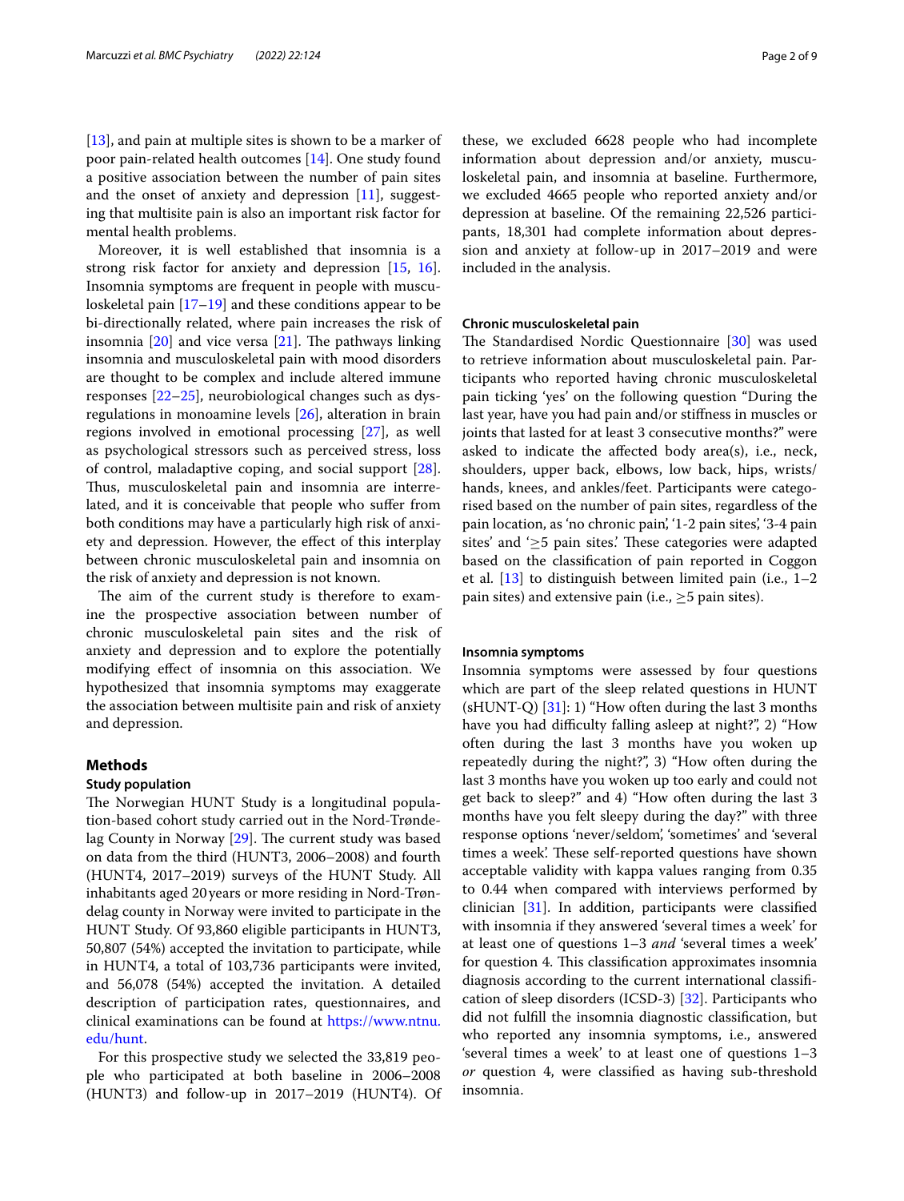[13], and pain at multiple sites is shown to be a marker of poor pain-related health outcomes [14]. One study found a positive association between the number of pain sites and the onset of anxiety and depression [11], suggesting that multisite pain is also an important risk factor for mental health problems.

Moreover, it is well established that insomnia is a strong risk factor for anxiety and depression [15, 16]. Insomnia symptoms are frequent in people with musculoskeletal pain [17–19] and these conditions appear to be bi-directionally related, where pain increases the risk of insomnia [20] and vice versa [21]. The pathways linking insomnia and musculoskeletal pain with mood disorders are thought to be complex and include altered immune responses [22–25], neurobiological changes such as dysregulations in monoamine levels [26], alteration in brain regions involved in emotional processing [27], as well as psychological stressors such as perceived stress, loss of control, maladaptive coping, and social support [28]. Thus, musculoskeletal pain and insomnia are interrelated, and it is conceivable that people who suffer from both conditions may have a particularly high risk of anxiety and depression. However, the effect of this interplay between chronic musculoskeletal pain and insomnia on the risk of anxiety and depression is not known.

The aim of the current study is therefore to examine the prospective association between number of chronic musculoskeletal pain sites and the risk of anxiety and depression and to explore the potentially modifying effect of insomnia on this association. We hypothesized that insomnia symptoms may exaggerate the association between multisite pain and risk of anxiety and depression.

## Methods

### Study population

The Norwegian HUNT Study is a longitudinal population-based cohort study carried out in the Nord-Trøndelag County in Norway [29]. The current study was based on data from the third (HUNT3, 2006–2008) and fourth (HUNT4, 2017–2019) surveys of the HUNT Study. All inhabitants aged 20 years or more residing in Nord-Trøndelag county in Norway were invited to participate in the HUNT Study. Of 93,860 eligible participants in HUNT3, 50,807 (54%) accepted the invitation to participate, while in HUNT4, a total of 103,736 participants were invited, and 56,078 (54%) accepted the invitation. A detailed description of participation rates, questionnaires, and clinical examinations can be found at https://www.ntnu.edu/hunt.

For this prospective study we selected the 33,819 people who participated at both baseline in 2006–2008 (HUNT3) and follow-up in 2017–2019 (HUNT4). Of these, we excluded 6628 people who had incomplete information about depression and/or anxiety, musculoskeletal pain, and insomnia at baseline. Furthermore, we excluded 4665 people who reported anxiety and/or depression at baseline. Of the remaining 22,526 participants, 18,301 had complete information about depression and anxiety at follow-up in 2017–2019 and were included in the analysis.

### Chronic musculoskeletal pain

The Standardised Nordic Questionnaire [30] was used to retrieve information about musculoskeletal pain. Participants who reported having chronic musculoskeletal pain ticking 'yes' on the following question "During the last year, have you had pain and/or stiffness in muscles or joints that lasted for at least 3 consecutive months?" were asked to indicate the affected body area(s), i.e., neck, shoulders, upper back, elbows, low back, hips, wrists/hands, knees, and ankles/feet. Participants were categorised based on the number of pain sites, regardless of the pain location, as 'no chronic pain', '1-2 pain sites', '3-4 pain sites' and '≥5 pain sites'. These categories were adapted based on the classification of pain reported in Coggon et al. [13] to distinguish between limited pain (i.e., 1–2 pain sites) and extensive pain (i.e., ≥5 pain sites).

### Insomnia symptoms

Insomnia symptoms were assessed by four questions which are part of the sleep related questions in HUNT (sHUNT-Q) [31]: 1) "How often during the last 3 months have you had difficulty falling asleep at night?", 2) "How often during the last 3 months have you woken up repeatedly during the night?", 3) "How often during the last 3 months have you woken up too early and could not get back to sleep?" and 4) "How often during the last 3 months have you felt sleepy during the day?" with three response options 'never/seldom', 'sometimes' and 'several times a week'. These self-reported questions have shown acceptable validity with kappa values ranging from 0.35 to 0.44 when compared with interviews performed by clinician [31]. In addition, participants were classified with insomnia if they answered 'several times a week' for at least one of questions 1–3 *and* 'several times a week' for question 4. This classification approximates insomnia diagnosis according to the current international classification of sleep disorders (ICSD-3) [32]. Participants who did not fulfill the insomnia diagnostic classification, but who reported any insomnia symptoms, i.e., answered 'several times a week' to at least one of questions 1–3 *or* question 4, were classified as having sub-threshold insomnia.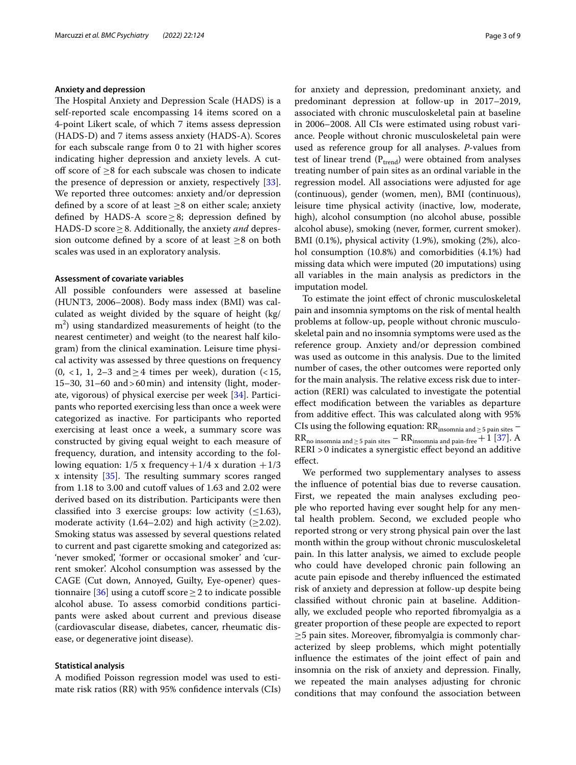### Anxiety and depression

The Hospital Anxiety and Depression Scale (HADS) is a self-reported scale encompassing 14 items scored on a 4-point Likert scale, of which 7 items assess depression (HADS-D) and 7 items assess anxiety (HADS-A). Scores for each subscale range from 0 to 21 with higher scores indicating higher depression and anxiety levels. A cut-off score of ≥8 for each subscale was chosen to indicate the presence of depression or anxiety, respectively [33]. We reported three outcomes: anxiety and/or depression defined by a score of at least ≥8 on either scale; anxiety defined by HADS-A score ≥ 8; depression defined by HADS-D score ≥ 8. Additionally, the anxiety *and* depression outcome defined by a score of at least ≥8 on both scales was used in an exploratory analysis.

### Assessment of covariate variables

All possible confounders were assessed at baseline (HUNT3, 2006–2008). Body mass index (BMI) was calculated as weight divided by the square of height (kg/m$^2$) using standardized measurements of height (to the nearest centimeter) and weight (to the nearest half kilogram) from the clinical examination. Leisure time physical activity was assessed by three questions on frequency (0, <1, 1, 2–3 and ≥ 4 times per week), duration (<15, 15–30, 31–60 and >60 min) and intensity (light, moderate, vigorous) of physical exercise per week [34]. Participants who reported exercising less than once a week were categorized as inactive. For participants who reported exercising at least once a week, a summary score was constructed by giving equal weight to each measure of frequency, duration, and intensity according to the following equation: 1/5 x frequency + 1/4 x duration + 1/3 x intensity [35]. The resulting summary scores ranged from 1.18 to 3.00 and cutoff values of 1.63 and 2.02 were derived based on its distribution. Participants were then classified into 3 exercise groups: low activity (≤1.63), moderate activity (1.64–2.02) and high activity (≥2.02). Smoking status was assessed by several questions related to current and past cigarette smoking and categorized as: 'never smoked', 'former or occasional smoker' and 'current smoker'. Alcohol consumption was assessed by the CAGE (Cut down, Annoyed, Guilty, Eye-opener) questionnaire [36] using a cutoff score ≥ 2 to indicate possible alcohol abuse. To assess comorbid conditions participants were asked about current and previous disease (cardiovascular disease, diabetes, cancer, rheumatic disease, or degenerative joint disease).

### Statistical analysis

A modified Poisson regression model was used to estimate risk ratios (RR) with 95% confidence intervals (CIs) for anxiety and depression, predominant anxiety, and predominant depression at follow-up in 2017–2019, associated with chronic musculoskeletal pain at baseline in 2006–2008. All CIs were estimated using robust variance. People without chronic musculoskeletal pain were used as reference group for all analyses. *P*-values from test of linear trend ($P_{trend}$) were obtained from analyses treating number of pain sites as an ordinal variable in the regression model. All associations were adjusted for age (continuous), gender (women, men), BMI (continuous), leisure time physical activity (inactive, low, moderate, high), alcohol consumption (no alcohol abuse, possible alcohol abuse), smoking (never, former, current smoker). BMI (0.1%), physical activity (1.9%), smoking (2%), alcohol consumption (10.8%) and comorbidities (4.1%) had missing data which were imputed (20 imputations) using all variables in the main analysis as predictors in the imputation model.

To estimate the joint effect of chronic musculoskeletal pain and insomnia symptoms on the risk of mental health problems at follow-up, people without chronic musculoskeletal pain and no insomnia symptoms were used as the reference group. Anxiety and/or depression combined was used as outcome in this analysis. Due to the limited number of cases, the other outcomes were reported only for the main analysis. The relative excess risk due to interaction (RERI) was calculated to investigate the potential effect modification between the variables as departure from additive effect. This was calculated along with 95% CIs using the following equation: $RR_{\text{insomnia and} \geq 5 \text{ pain sites}} - RR_{\text{no insomnia and} \geq 5 \text{ pain sites}} - RR_{\text{insomnia and pain-free}} + 1$ [37]. A RERI >0 indicates a synergistic effect beyond an additive effect.

We performed two supplementary analyses to assess the influence of potential bias due to reverse causation. First, we repeated the main analyses excluding people who reported having ever sought help for any mental health problem. Second, we excluded people who reported strong or very strong physical pain over the last month within the group without chronic musculoskeletal pain. In this latter analysis, we aimed to exclude people who could have developed chronic pain following an acute pain episode and thereby influenced the estimated risk of anxiety and depression at follow-up despite being classified without chronic pain at baseline. Additionally, we excluded people who reported fibromyalgia as a greater proportion of these people are expected to report ≥5 pain sites. Moreover, fibromyalgia is commonly characterized by sleep problems, which might potentially influence the estimates of the joint effect of pain and insomnia on the risk of anxiety and depression. Finally, we repeated the main analyses adjusting for chronic conditions that may confound the association between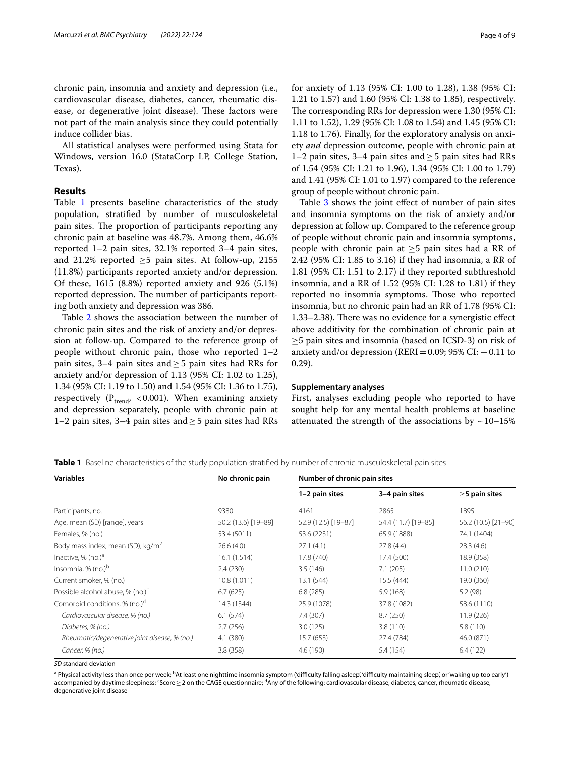chronic pain, insomnia and anxiety and depression (i.e., cardiovascular disease, diabetes, cancer, rheumatic disease, or degenerative joint disease). These factors were not part of the main analysis since they could potentially induce collider bias.

All statistical analyses were performed using Stata for Windows, version 16.0 (StataCorp LP, College Station, Texas).

## Results

Table 1 presents baseline characteristics of the study population, stratified by number of musculoskeletal pain sites. The proportion of participants reporting any chronic pain at baseline was 48.7%. Among them, 46.6% reported 1–2 pain sites, 32.1% reported 3–4 pain sites, and 21.2% reported ≥5 pain sites. At follow-up, 2155 (11.8%) participants reported anxiety and/or depression. Of these, 1615 (8.8%) reported anxiety and 926 (5.1%) reported depression. The number of participants reporting both anxiety and depression was 386.

Table 2 shows the association between the number of chronic pain sites and the risk of anxiety and/or depression at follow-up. Compared to the reference group of people without chronic pain, those who reported 1–2 pain sites, 3–4 pain sites and ≥ 5 pain sites had RRs for anxiety and/or depression of 1.13 (95% CI: 1.02 to 1.25), 1.34 (95% CI: 1.19 to 1.50) and 1.54 (95% CI: 1.36 to 1.75), respectively ($P_{trend}$, <0.001). When examining anxiety and depression separately, people with chronic pain at 1–2 pain sites, 3–4 pain sites and ≥ 5 pain sites had RRs for anxiety of 1.13 (95% CI: 1.00 to 1.28), 1.38 (95% CI: 1.21 to 1.57) and 1.60 (95% CI: 1.38 to 1.85), respectively. The corresponding RRs for depression were 1.30 (95% CI: 1.11 to 1.52), 1.29 (95% CI: 1.08 to 1.54) and 1.45 (95% CI: 1.18 to 1.76). Finally, for the exploratory analysis on anxiety *and* depression outcome, people with chronic pain at 1–2 pain sites, 3–4 pain sites and ≥ 5 pain sites had RRs of 1.54 (95% CI: 1.21 to 1.96), 1.34 (95% CI: 1.00 to 1.79) and 1.41 (95% CI: 1.01 to 1.97) compared to the reference group of people without chronic pain.

Table 3 shows the joint effect of number of pain sites and insomnia symptoms on the risk of anxiety and/or depression at follow up. Compared to the reference group of people without chronic pain and insomnia symptoms, people with chronic pain at ≥5 pain sites had a RR of 2.42 (95% CI: 1.85 to 3.16) if they had insomnia, a RR of 1.81 (95% CI: 1.51 to 2.17) if they reported subthreshold insomnia, and a RR of 1.52 (95% CI: 1.28 to 1.81) if they reported no insomnia symptoms. Those who reported insomnia, but no chronic pain had an RR of 1.78 (95% CI: 1.33–2.38). There was no evidence for a synergistic effect above additivity for the combination of chronic pain at ≥5 pain sites and insomnia (based on ICSD-3) on risk of anxiety and/or depression (RERI = 0.09; 95% CI: − 0.11 to 0.29).

### Supplementary analyses

First, analyses excluding people who reported to have sought help for any mental health problems at baseline attenuated the strength of the associations by ~10–15%

**Table 1** Baseline characteristics of the study population stratified by number of chronic musculoskeletal pain sites

| Variables | No chronic pain | Number of chronic pain sites | | |
|---|---|---|---|---|
| | | 1–2 pain sites | 3–4 pain sites | ≥5 pain sites |
| Participants, no. | 9380 | 4161 | 2865 | 1895 |
| Age, mean (SD) [range], years | 50.2 (13.6) [19–89] | 52.9 (12.5) [19–87] | 54.4 (11.7) [19–85] | 56.2 (10.5) [21–90] |
| Females, % (no.) | 53.4 (5011) | 53.6 (2231) | 65.9 (1888) | 74.1 (1404) |
| Body mass index, mean (SD), kg/m$^2$ | 26.6 (4.0) | 27.1 (4.1) | 27.8 (4.4) | 28.3 (4.6) |
| Inactive, % (no.)[a] | 16.1 (1.514) | 17.8 (740) | 17.4 (500) | 18.9 (358) |
| Insomnia, % (no.)[b] | 2.4 (230) | 3.5 (146) | 7.1 (205) | 11.0 (210) |
| Current smoker, % (no.) | 10.8 (1.011) | 13.1 (544) | 15.5 (444) | 19.0 (360) |
| Possible alcohol abuse, % (no.)[c] | 6.7 (625) | 6.8 (285) | 5.9 (168) | 5.2 (98) |
| Comorbid conditions, % (no.)[d] | 14.3 (1344) | 25.9 (1078) | 37.8 (1082) | 58.6 (1110) |
| *Cardiovascular disease, % (no.)* | 6.1 (574) | 7.4 (307) | 8.7 (250) | 11.9 (226) |
| *Diabetes, % (no.)* | 2.7 (256) | 3.0 (125) | 3.8 (110) | 5.8 (110) |
| *Rheumatic/degenerative joint disease, % (no.)* | 4.1 (380) | 15.7 (653) | 27.4 (784) | 46.0 (871) |
| *Cancer, % (no.)* | 3.8 (358) | 4.6 (190) | 5.4 (154) | 6.4 (122) |

*SD* standard deviation

[a] Physical activity less than once per week; [b] At least one nighttime insomnia symptom ('difficulty falling asleep', 'difficulty maintaining sleep', or 'waking up too early') accompanied by daytime sleepiness; [c] Score ≥ 2 on the CAGE questionnaire; [d] Any of the following: cardiovascular disease, diabetes, cancer, rheumatic disease, degenerative joint disease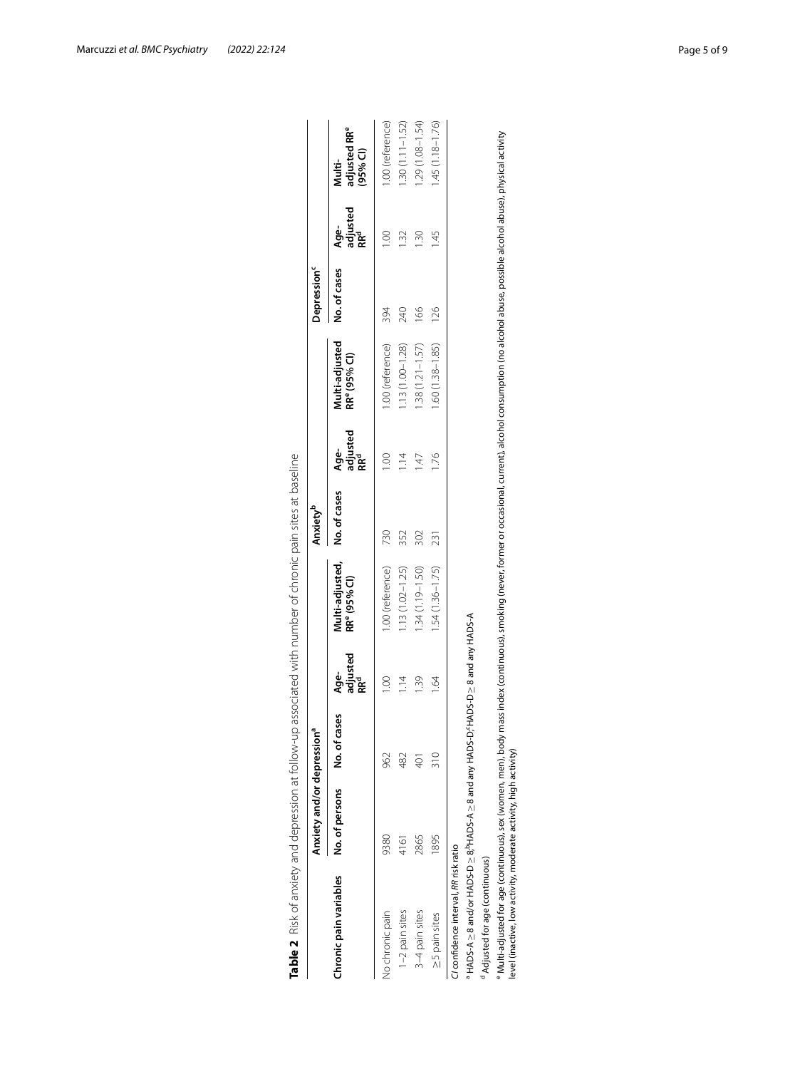**Table 2** Risk of anxiety and depression at follow-up associated with number of chronic pain sites at baseline

| Chronic pain variables | Anxiety and/or depression[a] | | | | Anxiety[b] | | | Depression[c] | | |
|---|---|---|---|---|---|---|---|---|---|---|
| | No. of persons | No. of cases | Age-adjusted RR[d] | Multi-adjusted, RR[e] (95% CI) | No. of cases | Age-adjusted RR[d] | Multi-adjusted RR[e] (95% CI) | No. of cases | Age-adjusted RR[d] | Multi-adjusted RR[e] (95% CI) |
| No chronic pain | 9380 | 962 | 1.00 | 1.00 (reference) | 730 | 1.00 | 1.00 (reference) | 394 | 1.00 | 1.00 (reference) |
| 1–2 pain sites | 4161 | 482 | 1.14 | 1.13 (1.02–1.25) | 352 | 1.14 | 1.13 (1.00–1.28) | 240 | 1.32 | 1.30 (1.11–1.52) |
| 3–4 pain sites | 2865 | 401 | 1.39 | 1.34 (1.19–1.50) | 302 | 1.47 | 1.38 (1.21–1.57) | 166 | 1.30 | 1.29 (1.08–1.54) |
| ≥5 pain sites | 1895 | 310 | 1.64 | 1.54 (1.36–1.75) | 231 | 1.76 | 1.60 (1.38–1.85) | 126 | 1.45 | 1.45 (1.18–1.76) |

*CI* confidence interval, *RR* risk ratio

[a] HADS-A ≥ 8 and/or HADS-D ≥ 8; [b] HADS-A ≥ 8 and any HADS-D; [c] HADS-D ≥ 8 and any HADS-A

[d] Adjusted for age (continuous)

[e] Multi-adjusted for age (continuous), sex (women, men), body mass index (continuous), smoking (never, former or occasional, current), alcohol consumption (no alcohol abuse, possible alcohol abuse), physical activity level (inactive, low activity, moderate activity, high activity)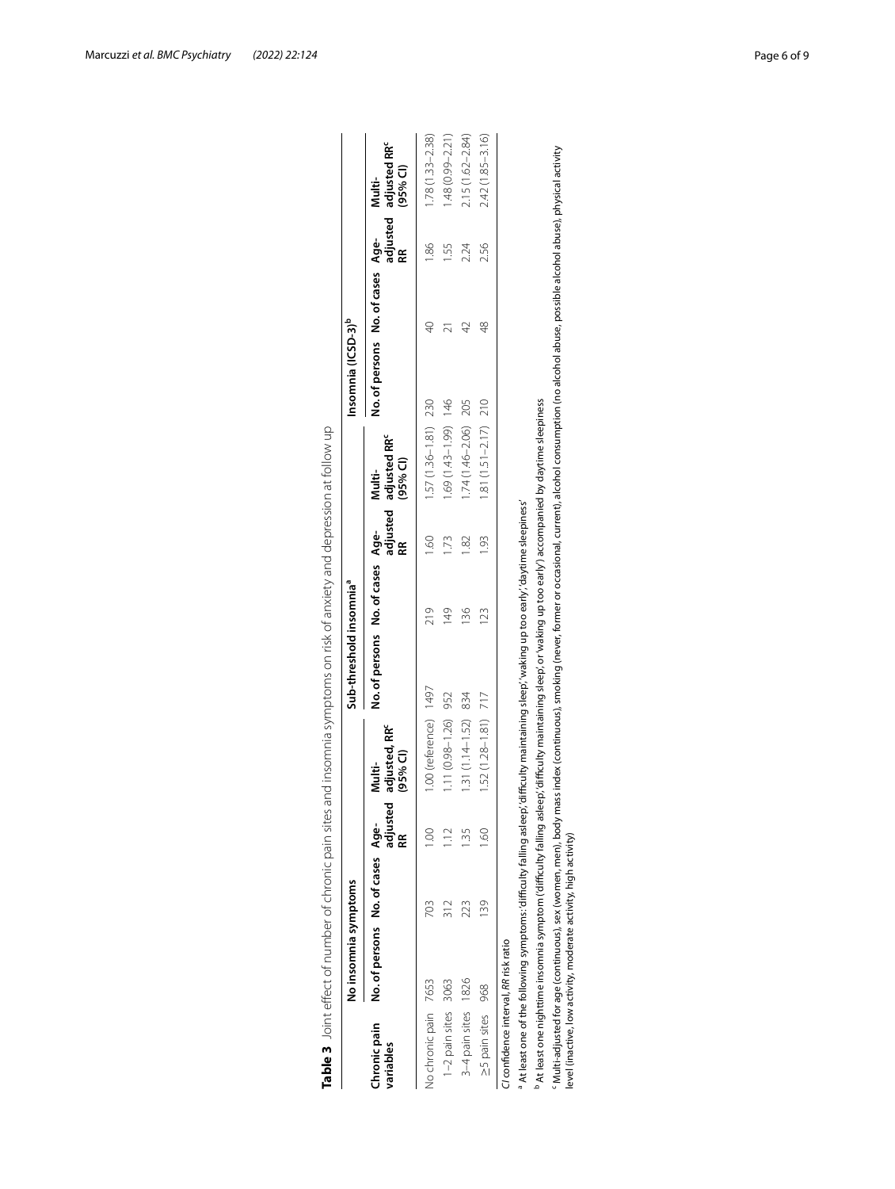**Table 3** Joint effect of number of chronic pain sites and insomnia symptoms on risk of anxiety and depression at follow up

| Chronic pain variables | No insomnia symptoms | | | | Sub-threshold insomnia[a] | | | | Insomnia (ICSD-3)[b] | | | |
|---|---|---|---|---|---|---|---|---|---|---|---|---|
| | No. of persons | No. of cases | Age-adjusted RR | Multi-adjusted, RR[c] (95% CI) | No. of persons | No. of cases | Age-adjusted RR | Multi-adjusted RR[c] (95% CI) | No. of persons | No. of cases | Age-adjusted RR | Multi-adjusted RR[c] (95% CI) |
| No chronic pain | 7653 | 703 | 1.00 | 1.00 (reference) | 1497 | 219 | 1.60 | 1.57 (1.36–1.81) | 230 | 40 | 1.86 | 1.78 (1.33–2.38) |
| 1–2 pain sites | 3063 | 312 | 1.12 | 1.11 (0.98–1.26) | 952 | 149 | 1.73 | 1.69 (1.43–1.99) | 146 | 21 | 1.55 | 1.48 (0.99–2.21) |
| 3–4 pain sites | 1826 | 223 | 1.35 | 1.31 (1.14–1.52) | 834 | 136 | 1.82 | 1.74 (1.46–2.06) | 205 | 42 | 2.24 | 2.15 (1.62–2.84) |
| ≥5 pain sites | 968 | 139 | 1.60 | 1.52 (1.28–1.81) | 717 | 123 | 1.93 | 1.81 (1.51–2.17) | 210 | 48 | 2.56 | 2.42 (1.85–3.16) |

*CI* confidence interval, *RR* risk ratio

[a] At least one of the following symptoms: 'difficulty falling asleep', 'difficulty maintaining sleep', 'waking up too early', 'daytime sleepiness'

[b] At least one nighttime insomnia symptom ('difficulty falling asleep', 'difficulty maintaining sleep', or 'waking up too early') accompanied by daytime sleepiness

[c] Multi-adjusted for age (continuous), sex (women, men), body mass index (continuous), smoking (never, former or occasional, current), alcohol consumption (no alcohol abuse, possible alcohol abuse), physical activity level (inactive, low activity, moderate activity, high activity)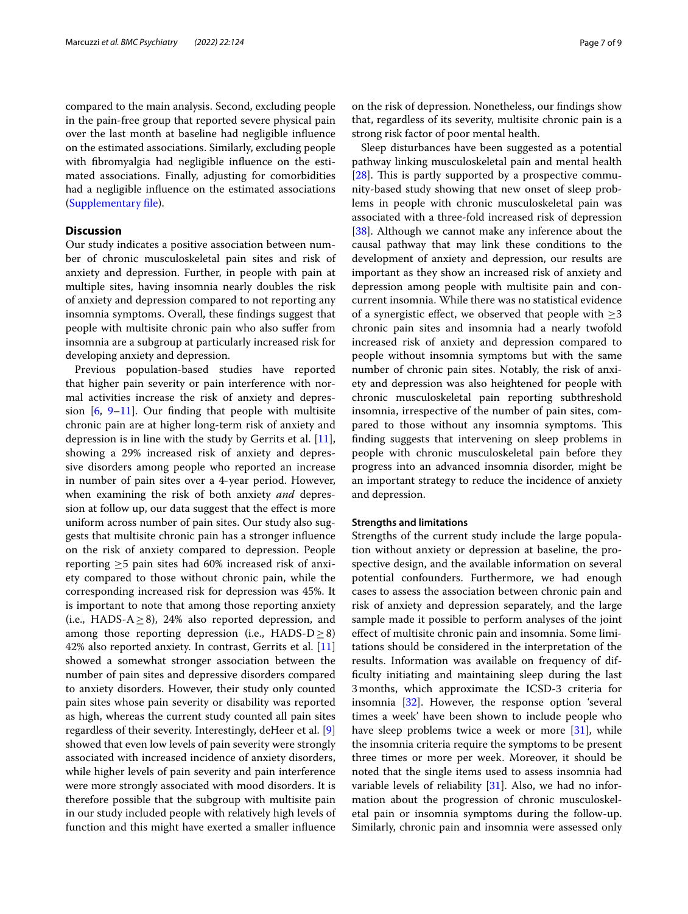compared to the main analysis. Second, excluding people in the pain-free group that reported severe physical pain over the last month at baseline had negligible influence on the estimated associations. Similarly, excluding people with fibromyalgia had negligible influence on the estimated associations. Finally, adjusting for comorbidities had a negligible influence on the estimated associations (Supplementary file).

## Discussion

Our study indicates a positive association between number of chronic musculoskeletal pain sites and risk of anxiety and depression. Further, in people with pain at multiple sites, having insomnia nearly doubles the risk of anxiety and depression compared to not reporting any insomnia symptoms. Overall, these findings suggest that people with multisite chronic pain who also suffer from insomnia are a subgroup at particularly increased risk for developing anxiety and depression.

Previous population-based studies have reported that higher pain severity or pain interference with normal activities increase the risk of anxiety and depression [6, 9–11]. Our finding that people with multisite chronic pain are at higher long-term risk of anxiety and depression is in line with the study by Gerrits et al. [11], showing a 29% increased risk of anxiety and depressive disorders among people who reported an increase in number of pain sites over a 4-year period. However, when examining the risk of both anxiety *and* depression at follow up, our data suggest that the effect is more uniform across number of pain sites. Our study also suggests that multisite chronic pain has a stronger influence on the risk of anxiety compared to depression. People reporting $\geq 5$ pain sites had 60% increased risk of anxiety compared to those without chronic pain, while the corresponding increased risk for depression was 45%. It is important to note that among those reporting anxiety (i.e., HADS-A $\geq 8$), 24% also reported depression, and among those reporting depression (i.e., HADS-D $\geq 8$) 42% also reported anxiety. In contrast, Gerrits et al. [11] showed a somewhat stronger association between the number of pain sites and depressive disorders compared to anxiety disorders. However, their study only counted pain sites whose pain severity or disability was reported as high, whereas the current study counted all pain sites regardless of their severity. Interestingly, deHeer et al. [9] showed that even low levels of pain severity were strongly associated with increased incidence of anxiety disorders, while higher levels of pain severity and pain interference were more strongly associated with mood disorders. It is therefore possible that the subgroup with multisite pain in our study included people with relatively high levels of function and this might have exerted a smaller influence on the risk of depression. Nonetheless, our findings show that, regardless of its severity, multisite chronic pain is a strong risk factor of poor mental health.

Sleep disturbances have been suggested as a potential pathway linking musculoskeletal pain and mental health [28]. This is partly supported by a prospective community-based study showing that new onset of sleep problems in people with chronic musculoskeletal pain was associated with a three-fold increased risk of depression [38]. Although we cannot make any inference about the causal pathway that may link these conditions to the development of anxiety and depression, our results are important as they show an increased risk of anxiety and depression among people with multisite pain and concurrent insomnia. While there was no statistical evidence of a synergistic effect, we observed that people with $\geq 3$ chronic pain sites and insomnia had a nearly twofold increased risk of anxiety and depression compared to people without insomnia symptoms but with the same number of chronic pain sites. Notably, the risk of anxiety and depression was also heightened for people with chronic musculoskeletal pain reporting subthreshold insomnia, irrespective of the number of pain sites, compared to those without any insomnia symptoms. This finding suggests that intervening on sleep problems in people with chronic musculoskeletal pain before they progress into an advanced insomnia disorder, might be an important strategy to reduce the incidence of anxiety and depression.

### Strengths and limitations

Strengths of the current study include the large population without anxiety or depression at baseline, the prospective design, and the available information on several potential confounders. Furthermore, we had enough cases to assess the association between chronic pain and risk of anxiety and depression separately, and the large sample made it possible to perform analyses of the joint effect of multisite chronic pain and insomnia. Some limitations should be considered in the interpretation of the results. Information was available on frequency of difficulty initiating and maintaining sleep during the last 3 months, which approximate the ICSD-3 criteria for insomnia [32]. However, the response option 'several times a week' have been shown to include people who have sleep problems twice a week or more [31], while the insomnia criteria require the symptoms to be present three times or more per week. Moreover, it should be noted that the single items used to assess insomnia had variable levels of reliability [31]. Also, we had no information about the progression of chronic musculoskeletal pain or insomnia symptoms during the follow-up. Similarly, chronic pain and insomnia were assessed only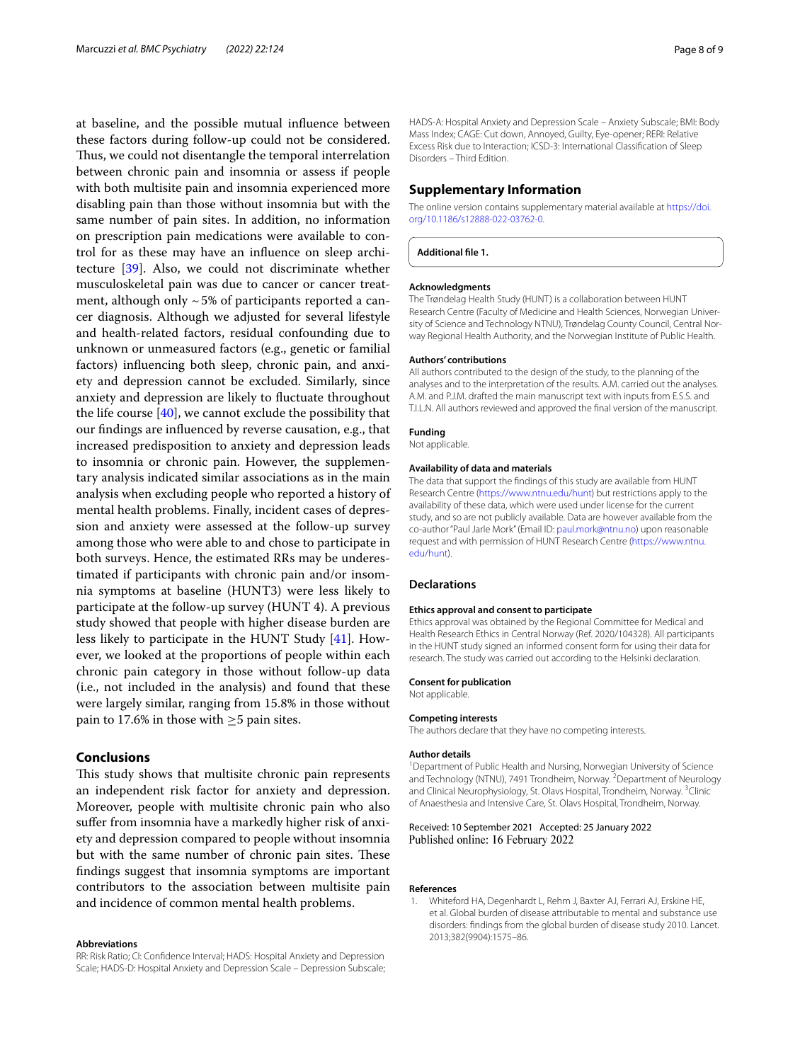at baseline, and the possible mutual influence between these factors during follow-up could not be considered. Thus, we could not disentangle the temporal interrelation between chronic pain and insomnia or assess if people with both multisite pain and insomnia experienced more disabling pain than those without insomnia but with the same number of pain sites. In addition, no information on prescription pain medications were available to control for as these may have an influence on sleep architecture [39]. Also, we could not discriminate whether musculoskeletal pain was due to cancer or cancer treatment, although only ~5% of participants reported a cancer diagnosis. Although we adjusted for several lifestyle and health-related factors, residual confounding due to unknown or unmeasured factors (e.g., genetic or familial factors) influencing both sleep, chronic pain, and anxiety and depression cannot be excluded. Similarly, since anxiety and depression are likely to fluctuate throughout the life course [40], we cannot exclude the possibility that our findings are influenced by reverse causation, e.g., that increased predisposition to anxiety and depression leads to insomnia or chronic pain. However, the supplementary analysis indicated similar associations as in the main analysis when excluding people who reported a history of mental health problems. Finally, incident cases of depression and anxiety were assessed at the follow-up survey among those who were able to and chose to participate in both surveys. Hence, the estimated RRs may be underestimated if participants with chronic pain and/or insomnia symptoms at baseline (HUNT3) were less likely to participate at the follow-up survey (HUNT 4). A previous study showed that people with higher disease burden are less likely to participate in the HUNT Study [41]. However, we looked at the proportions of people within each chronic pain category in those without follow-up data (i.e., not included in the analysis) and found that these were largely similar, ranging from 15.8% in those without pain to 17.6% in those with ≥5 pain sites.

## Conclusions

This study shows that multisite chronic pain represents an independent risk factor for anxiety and depression. Moreover, people with multisite chronic pain who also suffer from insomnia have a markedly higher risk of anxiety and depression compared to people without insomnia but with the same number of chronic pain sites. These findings suggest that insomnia symptoms are important contributors to the association between multisite pain and incidence of common mental health problems.

#### Abbreviations

RR: Risk Ratio; CI: Confidence Interval; HADS: Hospital Anxiety and Depression Scale; HADS-D: Hospital Anxiety and Depression Scale – Depression Subscale; HADS-A: Hospital Anxiety and Depression Scale – Anxiety Subscale; BMI: Body Mass Index; CAGE: Cut down, Annoyed, Guilty, Eye-opener; RERI: Relative Excess Risk due to Interaction; ICSD-3: International Classification of Sleep Disorders – Third Edition.

## Supplementary Information

The online version contains supplementary material available at https://doi.org/10.1186/s12888-022-03762-0.

**Additional file 1.**

#### Acknowledgments

The Trøndelag Health Study (HUNT) is a collaboration between HUNT Research Centre (Faculty of Medicine and Health Sciences, Norwegian University of Science and Technology NTNU), Trøndelag County Council, Central Norway Regional Health Authority, and the Norwegian Institute of Public Health.

#### Authors' contributions

All authors contributed to the design of the study, to the planning of the analyses and to the interpretation of the results. A.M. carried out the analyses. A.M. and P.J.M. drafted the main manuscript text with inputs from E.S.S. and T.I.L.N. All authors reviewed and approved the final version of the manuscript.

#### Funding

Not applicable.

#### Availability of data and materials

The data that support the findings of this study are available from HUNT Research Centre (https://www.ntnu.edu/hunt) but restrictions apply to the availability of these data, which were used under license for the current study, and so are not publicly available. Data are however available from the co-author "Paul Jarle Mork" (Email ID: paul.mork@ntnu.no) upon reasonable request and with permission of HUNT Research Centre (https://www.ntnu.edu/hunt).

## Declarations

#### Ethics approval and consent to participate

Ethics approval was obtained by the Regional Committee for Medical and Health Research Ethics in Central Norway (Ref. 2020/104328). All participants in the HUNT study signed an informed consent form for using their data for research. The study was carried out according to the Helsinki declaration.

#### Consent for publication

Not applicable.

#### Competing interests

The authors declare that they have no competing interests.

#### Author details

[1]Department of Public Health and Nursing, Norwegian University of Science and Technology (NTNU), 7491 Trondheim, Norway. [2]Department of Neurology and Clinical Neurophysiology, St. Olavs Hospital, Trondheim, Norway. [3]Clinic of Anaesthesia and Intensive Care, St. Olavs Hospital, Trondheim, Norway.

Received: 10 September 2021 Accepted: 25 January 2022
Published online: 16 February 2022

#### References

1. Whiteford HA, Degenhardt L, Rehm J, Baxter AJ, Ferrari AJ, Erskine HE, et al. Global burden of disease attributable to mental and substance use disorders: findings from the global burden of disease study 2010. Lancet. 2013;382(9904):1575–86.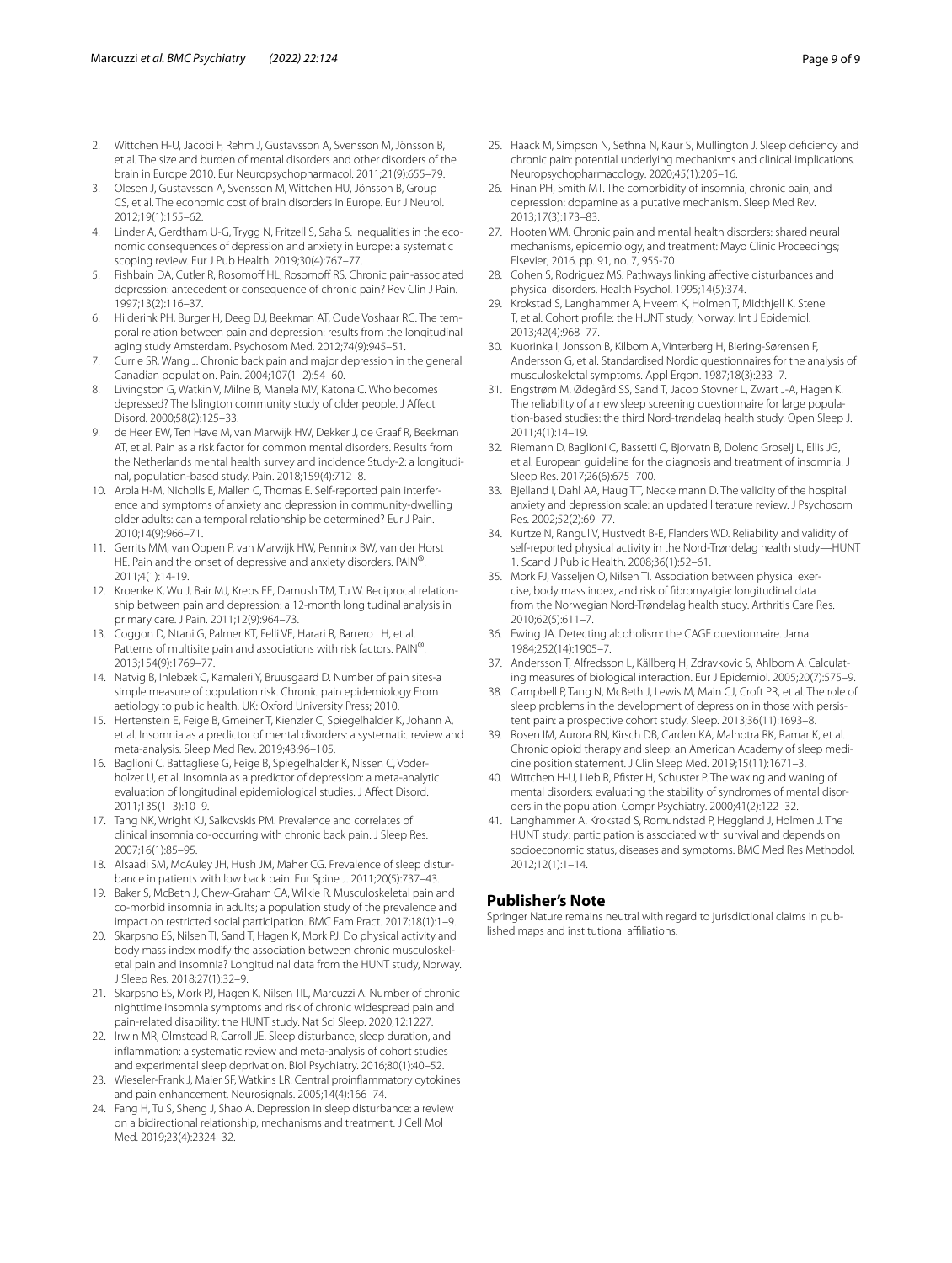2. Wittchen H-U, Jacobi F, Rehm J, Gustavsson A, Svensson M, Jönsson B, et al. The size and burden of mental disorders and other disorders of the brain in Europe 2010. Eur Neuropsychopharmacol. 2011;21(9):655–79.
3. Olesen J, Gustavsson A, Svensson M, Wittchen HU, Jönsson B, Group CS, et al. The economic cost of brain disorders in Europe. Eur J Neurol. 2012;19(1):155–62.
4. Linder A, Gerdtham U-G, Trygg N, Fritzell S, Saha S. Inequalities in the economic consequences of depression and anxiety in Europe: a systematic scoping review. Eur J Pub Health. 2019;30(4):767–77.
5. Fishbain DA, Cutler R, Rosomoff HL, Rosomoff RS. Chronic pain-associated depression: antecedent or consequence of chronic pain? Rev Clin J Pain. 1997;13(2):116–37.
6. Hilderink PH, Burger H, Deeg DJ, Beekman AT, Oude Voshaar RC. The temporal relation between pain and depression: results from the longitudinal aging study Amsterdam. Psychosom Med. 2012;74(9):945–51.
7. Currie SR, Wang J. Chronic back pain and major depression in the general Canadian population. Pain. 2004;107(1–2):54–60.
8. Livingston G, Watkin V, Milne B, Manela MV, Katona C. Who becomes depressed? The Islington community study of older people. J Affect Disord. 2000;58(2):125–33.
9. de Heer EW, Ten Have M, van Marwijk HW, Dekker J, de Graaf R, Beekman AT, et al. Pain as a risk factor for common mental disorders. Results from the Netherlands mental health survey and incidence Study-2: a longitudinal, population-based study. Pain. 2018;159(4):712–8.
10. Arola H-M, Nicholls E, Mallen C, Thomas E. Self-reported pain interference and symptoms of anxiety and depression in community-dwelling older adults: can a temporal relationship be determined? Eur J Pain. 2010;14(9):966–71.
11. Gerrits MM, van Oppen P, van Marwijk HW, Penninx BW, van der Horst HE. Pain and the onset of depressive and anxiety disorders. PAIN®. 2011;4(1):14-19.
12. Kroenke K, Wu J, Bair MJ, Krebs EE, Damush TM, Tu W. Reciprocal relationship between pain and depression: a 12-month longitudinal analysis in primary care. J Pain. 2011;12(9):964–73.
13. Coggon D, Ntani G, Palmer KT, Felli VE, Harari R, Barrero LH, et al. Patterns of multisite pain and associations with risk factors. PAIN®. 2013;154(9):1769–77.
14. Natvig B, Ihlebæk C, Kamaleri Y, Bruusgaard D. Number of pain sites-a simple measure of population risk. Chronic pain epidemiology From aetiology to public health. UK: Oxford University Press; 2010.
15. Hertenstein E, Feige B, Gmeiner T, Kienzler C, Spiegelhalder K, Johann A, et al. Insomnia as a predictor of mental disorders: a systematic review and meta-analysis. Sleep Med Rev. 2019;43:96–105.
16. Baglioni C, Battagliese G, Feige B, Spiegelhalder K, Nissen C, Voderholzer U, et al. Insomnia as a predictor of depression: a meta-analytic evaluation of longitudinal epidemiological studies. J Affect Disord. 2011;135(1–3):10–9.
17. Tang NK, Wright KJ, Salkovskis PM. Prevalence and correlates of clinical insomnia co-occurring with chronic back pain. J Sleep Res. 2007;16(1):85–95.
18. Alsaadi SM, McAuley JH, Hush JM, Maher CG. Prevalence of sleep disturbance in patients with low back pain. Eur Spine J. 2011;20(5):737–43.
19. Baker S, McBeth J, Chew-Graham CA, Wilkie R. Musculoskeletal pain and co-morbid insomnia in adults; a population study of the prevalence and impact on restricted social participation. BMC Fam Pract. 2017;18(1):1–9.
20. Skarpsno ES, Nilsen TI, Sand T, Hagen K, Mork PJ. Do physical activity and body mass index modify the association between chronic musculoskeletal pain and insomnia? Longitudinal data from the HUNT study, Norway. J Sleep Res. 2018;27(1):32–9.
21. Skarpsno ES, Mork PJ, Hagen K, Nilsen TIL, Marcuzzi A. Number of chronic nighttime insomnia symptoms and risk of chronic widespread pain and pain-related disability: the HUNT study. Nat Sci Sleep. 2020;12:1227.
22. Irwin MR, Olmstead R, Carroll JE. Sleep disturbance, sleep duration, and inflammation: a systematic review and meta-analysis of cohort studies and experimental sleep deprivation. Biol Psychiatry. 2016;80(1):40–52.
23. Wieseler-Frank J, Maier SF, Watkins LR. Central proinflammatory cytokines and pain enhancement. Neurosignals. 2005;14(4):166–74.
24. Fang H, Tu S, Sheng J, Shao A. Depression in sleep disturbance: a review on a bidirectional relationship, mechanisms and treatment. J Cell Mol Med. 2019;23(4):2324–32.
25. Haack M, Simpson N, Sethna N, Kaur S, Mullington J. Sleep deficiency and chronic pain: potential underlying mechanisms and clinical implications. Neuropsychopharmacology. 2020;45(1):205–16.
26. Finan PH, Smith MT. The comorbidity of insomnia, chronic pain, and depression: dopamine as a putative mechanism. Sleep Med Rev. 2013;17(3):173–83.
27. Hooten WM. Chronic pain and mental health disorders: shared neural mechanisms, epidemiology, and treatment: Mayo Clinic Proceedings; Elsevier; 2016. pp. 91, no. 7, 955-70
28. Cohen S, Rodriguez MS. Pathways linking affective disturbances and physical disorders. Health Psychol. 1995;14(5):374.
29. Krokstad S, Langhammer A, Hveem K, Holmen T, Midthjell K, Stene T, et al. Cohort profile: the HUNT study, Norway. Int J Epidemiol. 2013;42(4):968–77.
30. Kuorinka I, Jonsson B, Kilbom A, Vinterberg H, Biering-Sørensen F, Andersson G, et al. Standardised Nordic questionnaires for the analysis of musculoskeletal symptoms. Appl Ergon. 1987;18(3):233–7.
31. Engstrøm M, Ødegård SS, Sand T, Jacob Stovner L, Zwart J-A, Hagen K. The reliability of a new sleep screening questionnaire for large population-based studies: the third Nord-trøndelag health study. Open Sleep J. 2011;4(1):14–19.
32. Riemann D, Baglioni C, Bassetti C, Bjorvatn B, Dolenc Groselj L, Ellis JG, et al. European guideline for the diagnosis and treatment of insomnia. J Sleep Res. 2017;26(6):675–700.
33. Bjelland I, Dahl AA, Haug TT, Neckelmann D. The validity of the hospital anxiety and depression scale: an updated literature review. J Psychosom Res. 2002;52(2):69–77.
34. Kurtze N, Rangul V, Hustvedt B-E, Flanders WD. Reliability and validity of self-reported physical activity in the Nord-Trøndelag health study—HUNT 1. Scand J Public Health. 2008;36(1):52–61.
35. Mork PJ, Vasseljen O, Nilsen TI. Association between physical exercise, body mass index, and risk of fibromyalgia: longitudinal data from the Norwegian Nord-Trøndelag health study. Arthritis Care Res. 2010;62(5):611–7.
36. Ewing JA. Detecting alcoholism: the CAGE questionnaire. Jama. 1984;252(14):1905–7.
37. Andersson T, Alfredsson L, Källberg H, Zdravkovic S, Ahlbom A. Calculating measures of biological interaction. Eur J Epidemiol. 2005;20(7):575–9.
38. Campbell P, Tang N, McBeth J, Lewis M, Main CJ, Croft PR, et al. The role of sleep problems in the development of depression in those with persistent pain: a prospective cohort study. Sleep. 2013;36(11):1693–8.
39. Rosen IM, Aurora RN, Kirsch DB, Carden KA, Malhotra RK, Ramar K, et al. Chronic opioid therapy and sleep: an American Academy of sleep medicine position statement. J Clin Sleep Med. 2019;15(11):1671–3.
40. Wittchen H-U, Lieb R, Pfister H, Schuster P. The waxing and waning of mental disorders: evaluating the stability of syndromes of mental disorders in the population. Compr Psychiatry. 2000;41(2):122–32.
41. Langhammer A, Krokstad S, Romundstad P, Heggland J, Holmen J. The HUNT study: participation is associated with survival and depends on socioeconomic status, diseases and symptoms. BMC Med Res Methodol. 2012;12(1):1–14.

## Publisher's Note

Springer Nature remains neutral with regard to jurisdictional claims in published maps and institutional affiliations.